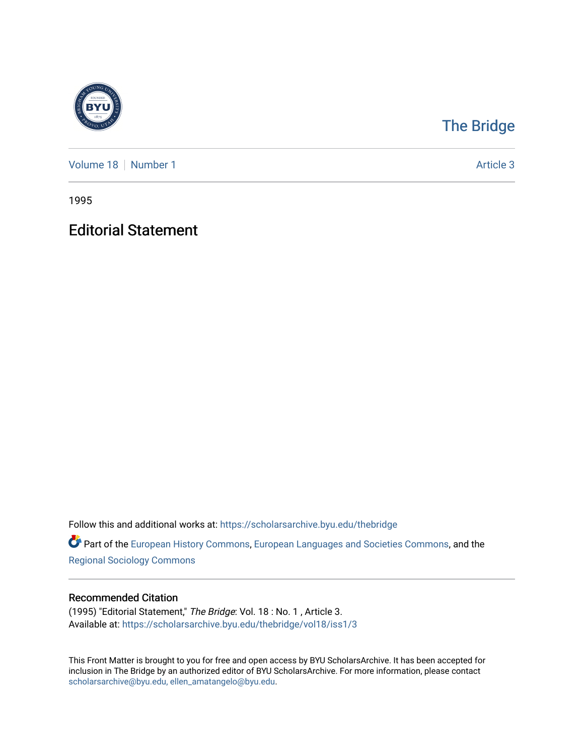The Bridge

Volume 18 | Number 1

Article 3

1995

# Editorial Statement

Follow this and additional works at: https://scholarsarchive.byu.edu/thebridge

Part of the European History Commons, European Languages and Societies Commons, and the Regional Sociology Commons

## Recommended Citation

(1995) "Editorial Statement," *The Bridge*: Vol. 18 : No. 1 , Article 3.
Available at: https://scholarsarchive.byu.edu/thebridge/vol18/iss1/3

This Front Matter is brought to you for free and open access by BYU ScholarsArchive. It has been accepted for inclusion in The Bridge by an authorized editor of BYU ScholarsArchive. For more information, please contact scholarsarchive@byu.edu, ellen_amatangelo@byu.edu.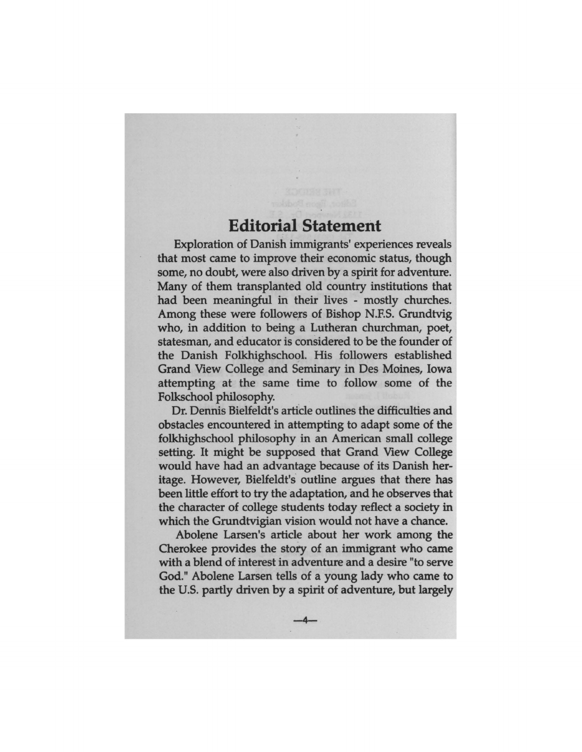## Editorial Statement

Exploration of Danish immigrants' experiences reveals that most came to improve their economic status, though some, no doubt, were also driven by a spirit for adventure. Many of them transplanted old country institutions that had been meaningful in their lives - mostly churches. Among these were followers of Bishop N.F.S. Grundtvig who, in addition to being a Lutheran churchman, poet, statesman, and educator is considered to be the founder of the Danish Folkhighschool. His followers established Grand View College and Seminary in Des Moines, Iowa attempting at the same time to follow some of the Folkschool philosophy.

Dr. Dennis Bielfeldt's article outlines the difficulties and obstacles encountered in attempting to adapt some of the folkhighschool philosophy in an American small college setting. It might be supposed that Grand View College would have had an advantage because of its Danish heritage. However, Bielfeldt's outline argues that there has been little effort to try the adaptation, and he observes that the character of college students today reflect a society in which the Grundtvigian vision would not have a chance.

Abolene Larsen's article about her work among the Cherokee provides the story of an immigrant who came with a blend of interest in adventure and a desire "to serve God." Abolene Larsen tells of a young lady who came to the U.S. partly driven by a spirit of adventure, but largely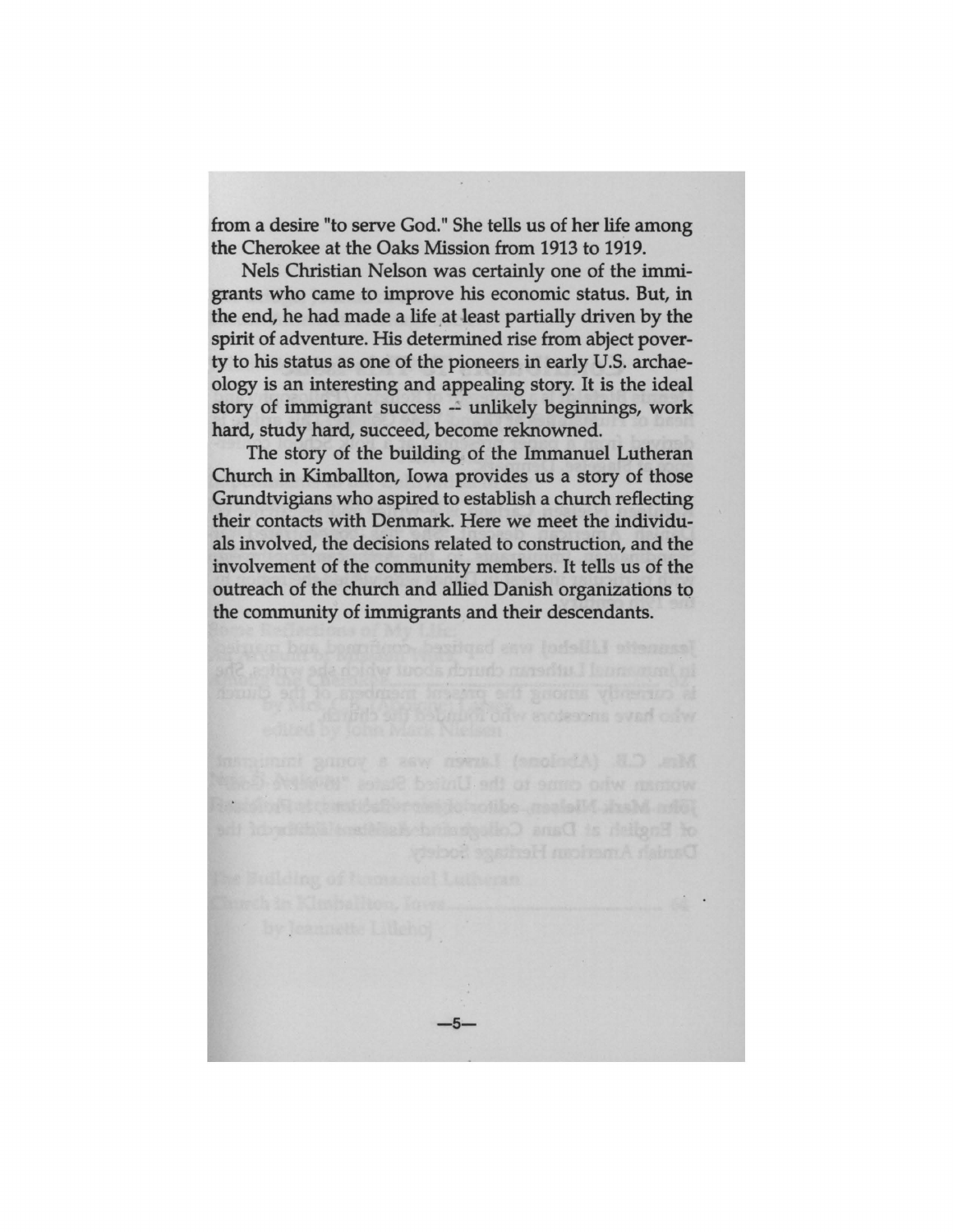from a desire "to serve God." She tells us of her life among the Cherokee at the Oaks Mission from 1913 to 1919.

Nels Christian Nelson was certainly one of the immigrants who came to improve his economic status. But, in the end, he had made a life at least partially driven by the spirit of adventure. His determined rise from abject poverty to his status as one of the pioneers in early U.S. archaeology is an interesting and appealing story. It is the ideal story of immigrant success -- unlikely beginnings, work hard, study hard, succeed, become reknowned.

The story of the building of the Immanuel Lutheran Church in Kimballton, Iowa provides us a story of those Grundtvigians who aspired to establish a church reflecting their contacts with Denmark. Here we meet the individuals involved, the decisions related to construction, and the involvement of the community members. It tells us of the outreach of the church and allied Danish organizations to the community of immigrants and their descendants.